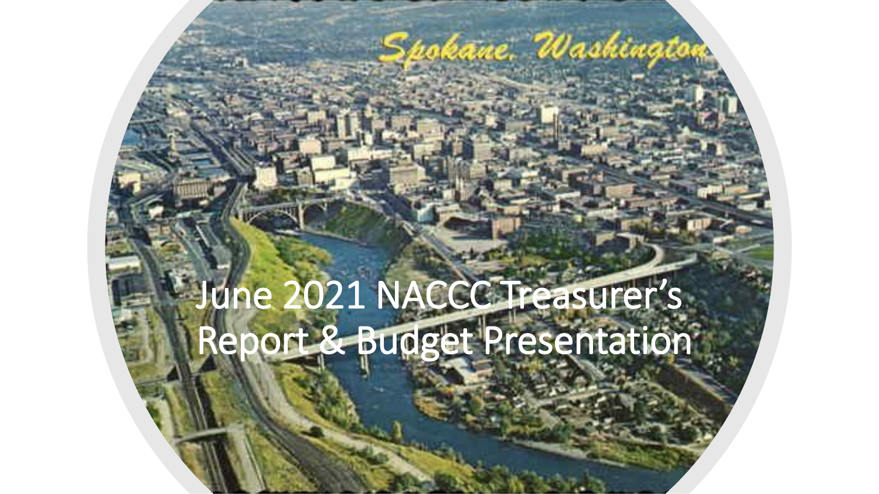# June 2021 NACCC Treasurer's Report & Budget Presentation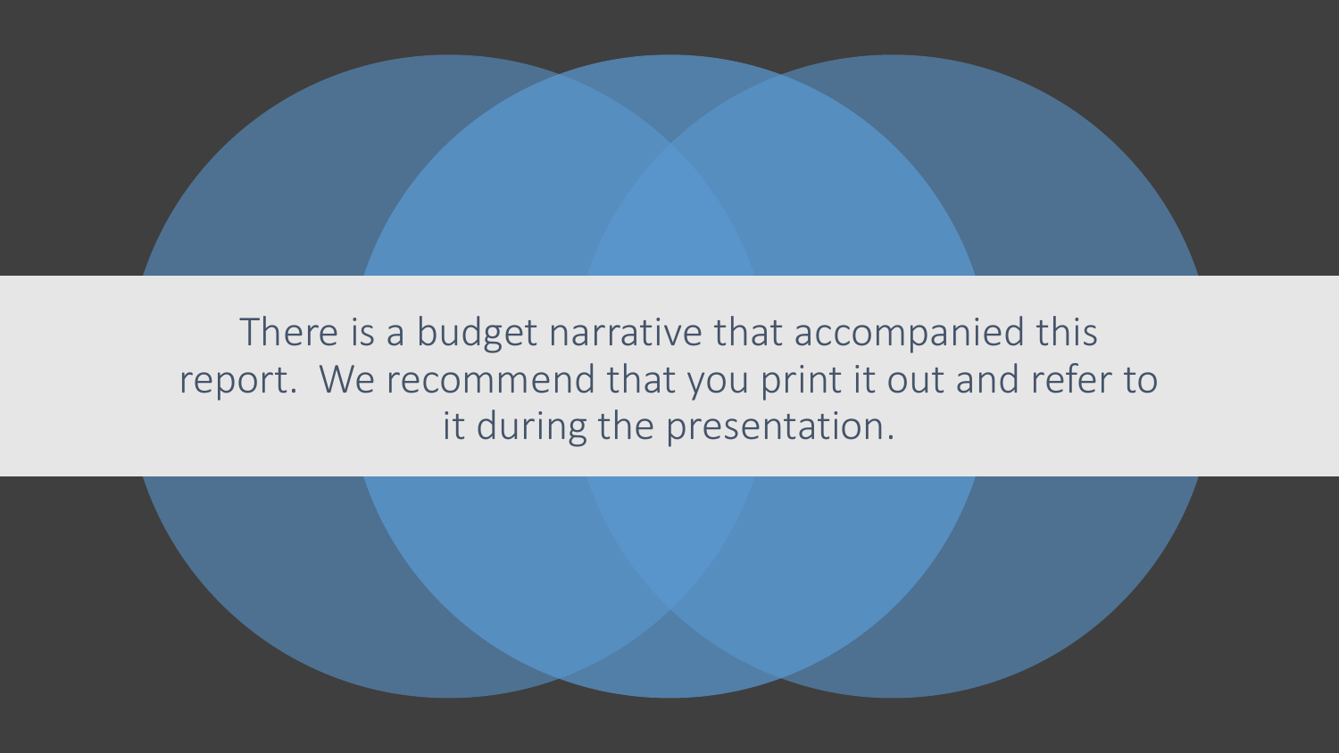There is a budget narrative that accompanied this report. We recommend that you print it out and refer to it during the presentation.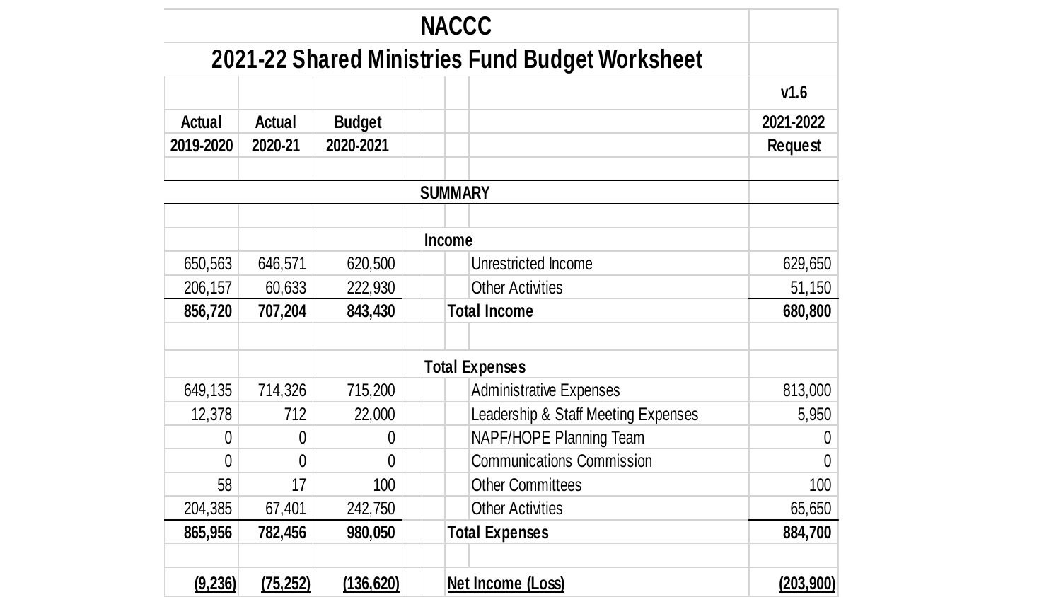# NACCC

## 2021-22 Shared Ministries Fund Budget Worksheet

| Actual 2019-2020 | Actual 2020-21 | Budget 2020-2021 | | v1.6 2021-2022 Request |
|---|---|---|---|---|
| | | | **SUMMARY** | |
| | | | **Income** | |
| 650,563 | 646,571 | 620,500 | Unrestricted Income | 629,650 |
| 206,157 | 60,633 | 222,930 | Other Activities | 51,150 |
| **856,720** | **707,204** | **843,430** | **Total Income** | **680,800** |
| | | | **Total Expenses** | |
| 649,135 | 714,326 | 715,200 | Administrative Expenses | 813,000 |
| 12,378 | 712 | 22,000 | Leadership & Staff Meeting Expenses | 5,950 |
| 0 | 0 | 0 | NAPF/HOPE Planning Team | 0 |
| 0 | 0 | 0 | Communications Commission | 0 |
| 58 | 17 | 100 | Other Committees | 100 |
| 204,385 | 67,401 | 242,750 | Other Activities | 65,650 |
| **865,956** | **782,456** | **980,050** | **Total Expenses** | **884,700** |
| **(9,236)** | **(75,252)** | **(136,620)** | **Net Income (Loss)** | **(203,900)** |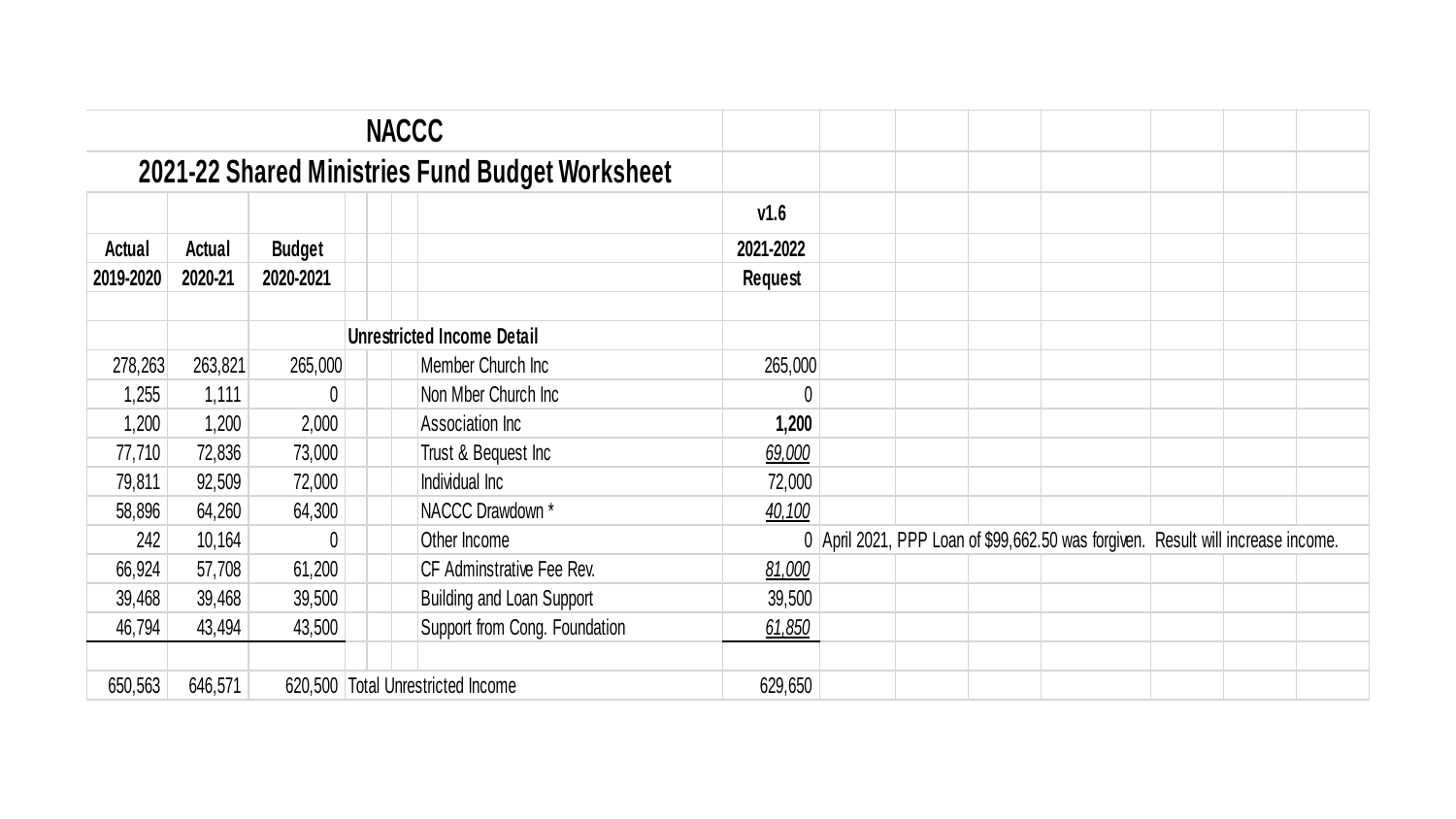# NACCC

## 2021-22 Shared Ministries Fund Budget Worksheet

| Actual 2019-2020 | Actual 2020-21 | Budget 2020-2021 | | v1.6 2021-2022 Request | |
|---|---|---|---|---|---|
| | | | **Unrestricted Income Detail** | | |
| 278,263 | 263,821 | 265,000 | Member Church Inc | 265,000 | |
| 1,255 | 1,111 | 0 | Non Mber Church Inc | 0 | |
| 1,200 | 1,200 | 2,000 | Association Inc | **1,200** | |
| 77,710 | 72,836 | 73,000 | Trust & Bequest Inc | *69,000* | |
| 79,811 | 92,509 | 72,000 | Individual Inc | 72,000 | |
| 58,896 | 64,260 | 64,300 | NACCC Drawdown * | *40,100* | |
| 242 | 10,164 | 0 | Other Income | 0 | April 2021, PPP Loan of $99,662.50 was forgiven. Result will increase income. |
| 66,924 | 57,708 | 61,200 | CF Adminstrative Fee Rev. | *81,000* | |
| 39,468 | 39,468 | 39,500 | Building and Loan Support | 39,500 | |
| 46,794 | 43,494 | 43,500 | Support from Cong. Foundation | *61,850* | |
| 650,563 | 646,571 | 620,500 | Total Unrestricted Income | 629,650 | |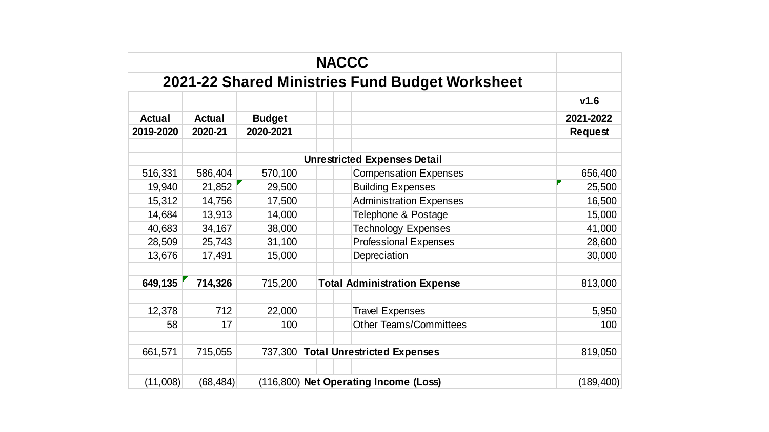# NACCC

## 2021-22 Shared Ministries Fund Budget Worksheet

| Actual 2019-2020 | Actual 2020-21 | Budget 2020-2021 | | v1.6 2021-2022 Request |
|---|---|---|---|---|
| | | | **Unrestricted Expenses Detail** | |
| 516,331 | 586,404 | 570,100 | Compensation Expenses | 656,400 |
| 19,940 | 21,852 | 29,500 | Building Expenses | 25,500 |
| 15,312 | 14,756 | 17,500 | Administration Expenses | 16,500 |
| 14,684 | 13,913 | 14,000 | Telephone & Postage | 15,000 |
| 40,683 | 34,167 | 38,000 | Technology Expenses | 41,000 |
| 28,509 | 25,743 | 31,100 | Professional Expenses | 28,600 |
| 13,676 | 17,491 | 15,000 | Depreciation | 30,000 |
| | | | | |
| **649,135** | **714,326** | 715,200 | **Total Administration Expense** | 813,000 |
| | | | | |
| 12,378 | 712 | 22,000 | Travel Expenses | 5,950 |
| 58 | 17 | 100 | Other Teams/Committees | 100 |
| | | | | |
| 661,571 | 715,055 | 737,300 | **Total Unrestricted Expenses** | 819,050 |
| | | | | |
| (11,008) | (68,484) | (116,800) | **Net Operating Income (Loss)** | (189,400) |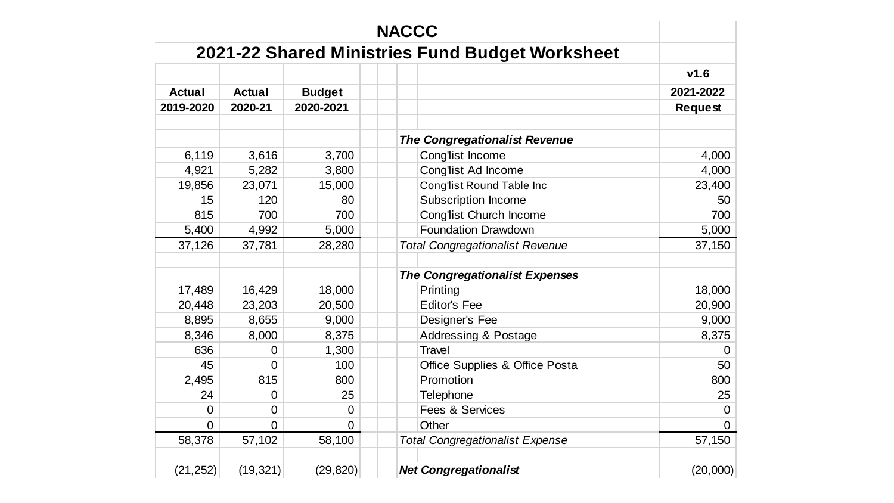# NACCC

## 2021-22 Shared Ministries Fund Budget Worksheet

| Actual 2019-2020 | Actual 2020-21 | Budget 2020-2021 | | v1.6 2021-2022 Request |
|---|---|---|---|---|
| | | | ***The Congregationalist Revenue*** | |
| 6,119 | 3,616 | 3,700 | Cong'list Income | 4,000 |
| 4,921 | 5,282 | 3,800 | Cong'list Ad Income | 4,000 |
| 19,856 | 23,071 | 15,000 | Cong'list Round Table Inc | 23,400 |
| 15 | 120 | 80 | Subscription Income | 50 |
| 815 | 700 | 700 | Cong'list Church Income | 700 |
| 5,400 | 4,992 | 5,000 | Foundation Drawdown | 5,000 |
| 37,126 | 37,781 | 28,280 | *Total Congregationalist Revenue* | 37,150 |
| | | | | |
| | | | ***The Congregationalist Expenses*** | |
| 17,489 | 16,429 | 18,000 | Printing | 18,000 |
| 20,448 | 23,203 | 20,500 | Editor's Fee | 20,900 |
| 8,895 | 8,655 | 9,000 | Designer's Fee | 9,000 |
| 8,346 | 8,000 | 8,375 | Addressing & Postage | 8,375 |
| 636 | 0 | 1,300 | Travel | 0 |
| 45 | 0 | 100 | Office Supplies & Office Posta | 50 |
| 2,495 | 815 | 800 | Promotion | 800 |
| 24 | 0 | 25 | Telephone | 25 |
| 0 | 0 | 0 | Fees & Services | 0 |
| 0 | 0 | 0 | Other | 0 |
| 58,378 | 57,102 | 58,100 | *Total Congregationalist Expense* | 57,150 |
| | | | | |
| (21,252) | (19,321) | (29,820) | ***Net Congregationalist*** | (20,000) |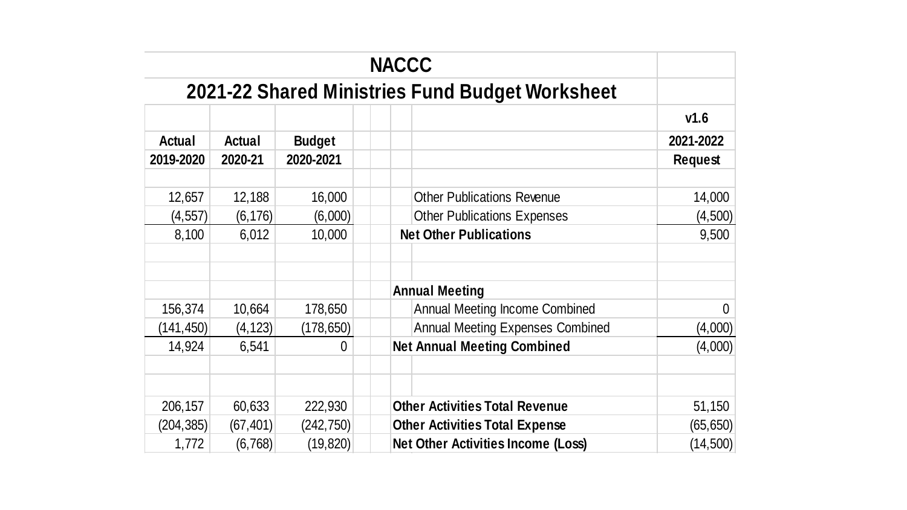# NACCC

## 2021-22 Shared Ministries Fund Budget Worksheet

| Actual 2019-2020 | Actual 2020-21 | Budget 2020-2021 | | v1.6 2021-2022 Request |
|---|---|---|---|---|
| 12,657 | 12,188 | 16,000 | Other Publications Revenue | 14,000 |
| (4,557) | (6,176) | (6,000) | Other Publications Expenses | (4,500) |
| 8,100 | 6,012 | 10,000 | **Net Other Publications** | 9,500 |
| | | | | |
| | | | **Annual Meeting** | |
| 156,374 | 10,664 | 178,650 | Annual Meeting Income Combined | 0 |
| (141,450) | (4,123) | (178,650) | Annual Meeting Expenses Combined | (4,000) |
| 14,924 | 6,541 | 0 | **Net Annual Meeting Combined** | (4,000) |
| | | | | |
| 206,157 | 60,633 | 222,930 | **Other Activities Total Revenue** | 51,150 |
| (204,385) | (67,401) | (242,750) | **Other Activities Total Expense** | (65,650) |
| 1,772 | (6,768) | (19,820) | **Net Other Activities Income (Loss)** | (14,500) |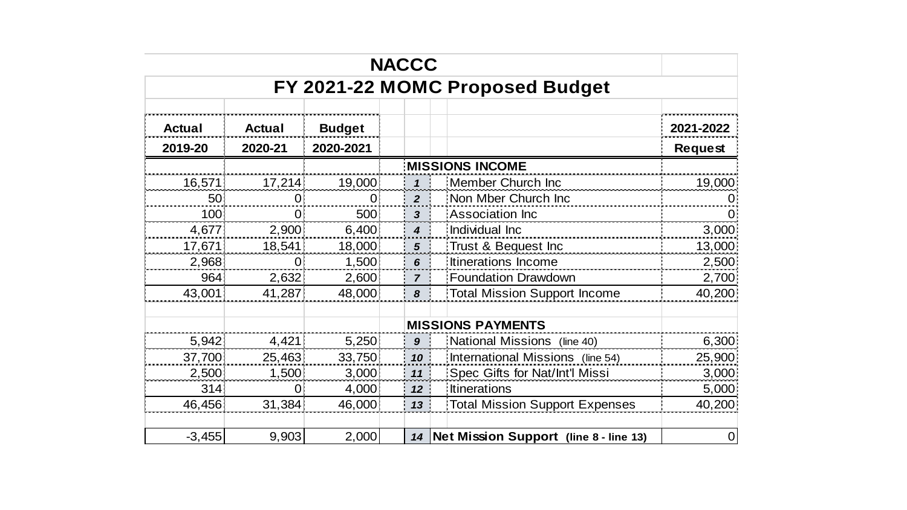# NACCC

## FY 2021-22 MOMC Proposed Budget

| Actual 2019-20 | Actual 2020-21 | Budget 2020-2021 | | Line | | 2021-2022 Request |
|---|---|---|---|---|---|---|
| | | | | **MISSIONS INCOME** | | |
| 16,571 | 17,214 | 19,000 | | *1* | Member Church Inc | 19,000 |
| 50 | 0 | 0 | | *2* | Non Mber Church Inc | 0 |
| 100 | 0 | 500 | | *3* | Association Inc | 0 |
| 4,677 | 2,900 | 6,400 | | *4* | Individual Inc | 3,000 |
| 17,671 | 18,541 | 18,000 | | *5* | Trust & Bequest Inc | 13,000 |
| 2,968 | 0 | 1,500 | | *6* | Itinerations Income | 2,500 |
| 964 | 2,632 | 2,600 | | *7* | Foundation Drawdown | 2,700 |
| 43,001 | 41,287 | 48,000 | | *8* | Total Mission Support Income | 40,200 |
| | | | | **MISSIONS PAYMENTS** | | |
| 5,942 | 4,421 | 5,250 | | *9* | National Missions (line 40) | 6,300 |
| 37,700 | 25,463 | 33,750 | | *10* | International Missions (line 54) | 25,900 |
| 2,500 | 1,500 | 3,000 | | *11* | Spec Gifts for Nat/Int'l Missi | 3,000 |
| 314 | 0 | 4,000 | | *12* | Itinerations | 5,000 |
| 46,456 | 31,384 | 46,000 | | *13* | Total Mission Support Expenses | 40,200 |
| -3,455 | 9,903 | 2,000 | | *14* | **Net Mission Support (line 8 - line 13)** | 0 |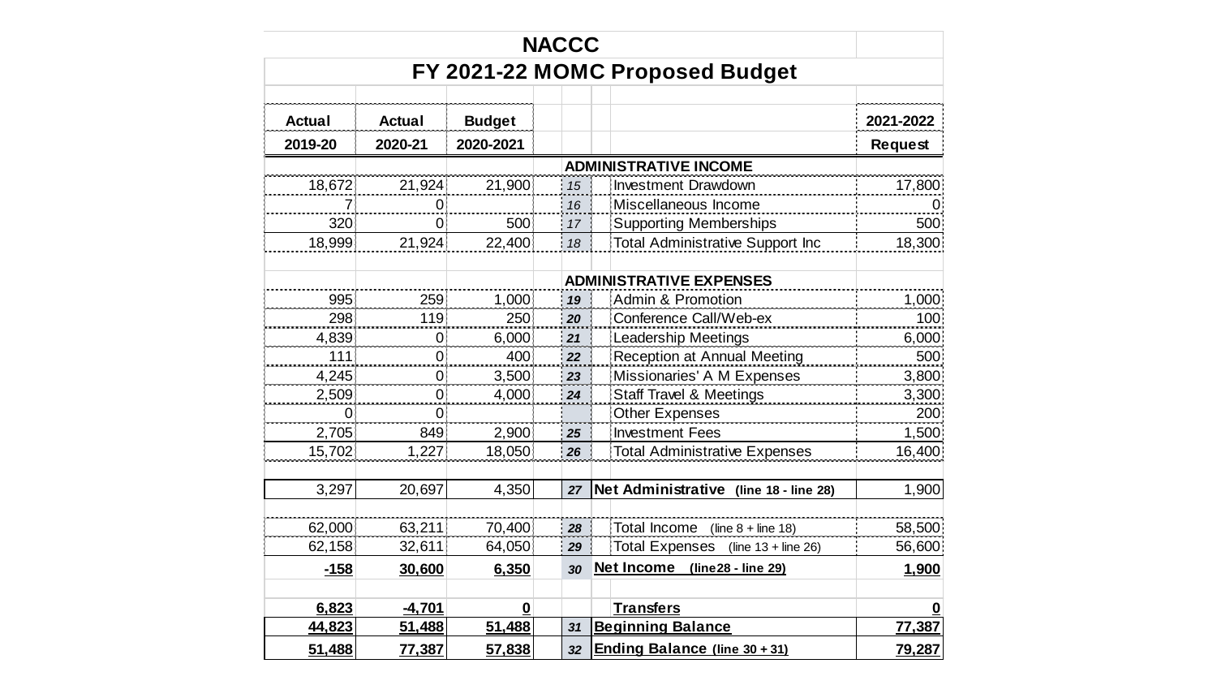# NACCC

## FY 2021-22 MOMC Proposed Budget

| Actual 2019-20 | Actual 2020-21 | Budget 2020-2021 | Line | Description | 2021-2022 Request |
|---|---|---|---|---|---|
| | | | | **ADMINISTRATIVE INCOME** | |
| 18,672 | 21,924 | 21,900 | 15 | Investment Drawdown | 17,800 |
| 7 | 0 | | 16 | Miscellaneous Income | 0 |
| 320 | 0 | 500 | 17 | Supporting Memberships | 500 |
| 18,999 | 21,924 | 22,400 | 18 | Total Administrative Support Inc | 18,300 |
| | | | | **ADMINISTRATIVE EXPENSES** | |
| 995 | 259 | 1,000 | 19 | Admin & Promotion | 1,000 |
| 298 | 119 | 250 | 20 | Conference Call/Web-ex | 100 |
| 4,839 | 0 | 6,000 | 21 | Leadership Meetings | 6,000 |
| 111 | 0 | 400 | 22 | Reception at Annual Meeting | 500 |
| 4,245 | 0 | 3,500 | 23 | Missionaries' A M Expenses | 3,800 |
| 2,509 | 0 | 4,000 | 24 | Staff Travel & Meetings | 3,300 |
| 0 | 0 | | | Other Expenses | 200 |
| 2,705 | 849 | 2,900 | 25 | Investment Fees | 1,500 |
| 15,702 | 1,227 | 18,050 | 26 | Total Administrative Expenses | 16,400 |
| 3,297 | 20,697 | 4,350 | 27 | **Net Administrative** (line 18 - line 28) | 1,900 |
| 62,000 | 63,211 | 70,400 | 28 | Total Income (line 8 + line 18) | 58,500 |
| 62,158 | 32,611 | 64,050 | 29 | Total Expenses (line 13 + line 26) | 56,600 |
| **-158** | **30,600** | **6,350** | 30 | **Net Income (line28 - line 29)** | **1,900** |
| **6,823** | **-4,701** | **0** | | **Transfers** | **0** |
| **44,823** | **51,488** | **51,488** | 31 | **Beginning Balance** | **77,387** |
| **51,488** | **77,387** | **57,838** | 32 | **Ending Balance (line 30 + 31)** | **79,287** |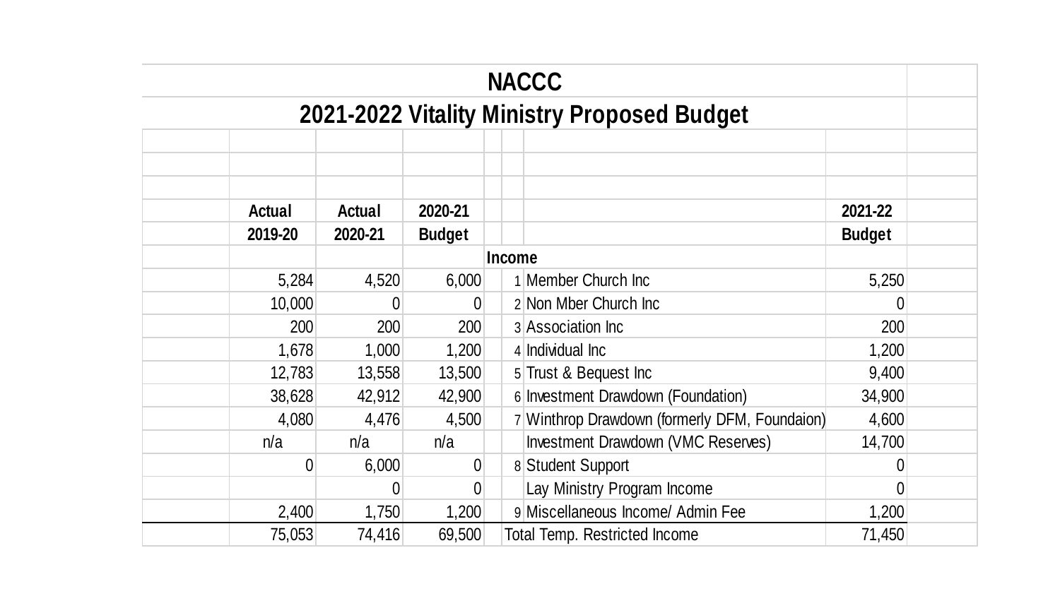# NACCC

## 2021-2022 Vitality Ministry Proposed Budget

| Actual 2019-20 | Actual 2020-21 | 2020-21 Budget | | | 2021-22 Budget |
|---|---|---|---|---|---|
| | | | | **Income** | |
| 5,284 | 4,520 | 6,000 | 1 | Member Church Inc | 5,250 |
| 10,000 | 0 | 0 | 2 | Non Mber Church Inc | 0 |
| 200 | 200 | 200 | 3 | Association Inc | 200 |
| 1,678 | 1,000 | 1,200 | 4 | Individual Inc | 1,200 |
| 12,783 | 13,558 | 13,500 | 5 | Trust & Bequest Inc | 9,400 |
| 38,628 | 42,912 | 42,900 | 6 | Investment Drawdown (Foundation) | 34,900 |
| 4,080 | 4,476 | 4,500 | 7 | Winthrop Drawdown (formerly DFM, Foundaion) | 4,600 |
| n/a | n/a | n/a | | Investment Drawdown (VMC Reserves) | 14,700 |
| 0 | 6,000 | 0 | 8 | Student Support | 0 |
| | 0 | 0 | | Lay Ministry Program Income | 0 |
| 2,400 | 1,750 | 1,200 | 9 | Miscellaneous Income/ Admin Fee | 1,200 |
| 75,053 | 74,416 | 69,500 | | Total Temp. Restricted Income | 71,450 |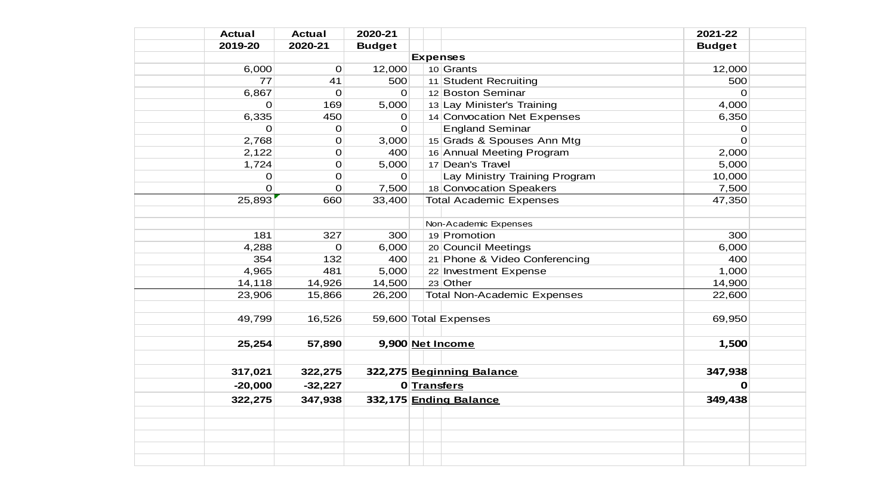| Actual 2019-20 | Actual 2020-21 | 2020-21 Budget | | 2021-22 Budget |
|---|---|---|---|---|
| | | | **Expenses** | |
| 6,000 | 0 | 12,000 | 10 Grants | 12,000 |
| 77 | 41 | 500 | 11 Student Recruiting | 500 |
| 6,867 | 0 | 0 | 12 Boston Seminar | 0 |
| 0 | 169 | 5,000 | 13 Lay Minister's Training | 4,000 |
| 6,335 | 450 | 0 | 14 Convocation Net Expenses | 6,350 |
| 0 | 0 | 0 | England Seminar | 0 |
| 2,768 | 0 | 3,000 | 15 Grads & Spouses Ann Mtg | 0 |
| 2,122 | 0 | 400 | 16 Annual Meeting Program | 2,000 |
| 1,724 | 0 | 5,000 | 17 Dean's Travel | 5,000 |
| 0 | 0 | 0 | Lay Ministry Training Program | 10,000 |
| 0 | 0 | 7,500 | 18 Convocation Speakers | 7,500 |
| 25,893 | 660 | 33,400 | Total Academic Expenses | 47,350 |
| | | | | |
| | | | Non-Academic Expenses | |
| 181 | 327 | 300 | 19 Promotion | 300 |
| 4,288 | 0 | 6,000 | 20 Council Meetings | 6,000 |
| 354 | 132 | 400 | 21 Phone & Video Conferencing | 400 |
| 4,965 | 481 | 5,000 | 22 Investment Expense | 1,000 |
| 14,118 | 14,926 | 14,500 | 23 Other | 14,900 |
| 23,906 | 15,866 | 26,200 | Total Non-Academic Expenses | 22,600 |
| | | | | |
| 49,799 | 16,526 | 59,600 | Total Expenses | 69,950 |
| | | | | |
| **25,254** | **57,890** | **9,900** | **Net Income** | **1,500** |
| | | | | |
| **317,021** | **322,275** | **322,275** | **Beginning Balance** | **347,938** |
| **-20,000** | **-32,227** | **0** | **Transfers** | **0** |
| **322,275** | **347,938** | **332,175** | **Ending Balance** | **349,438** |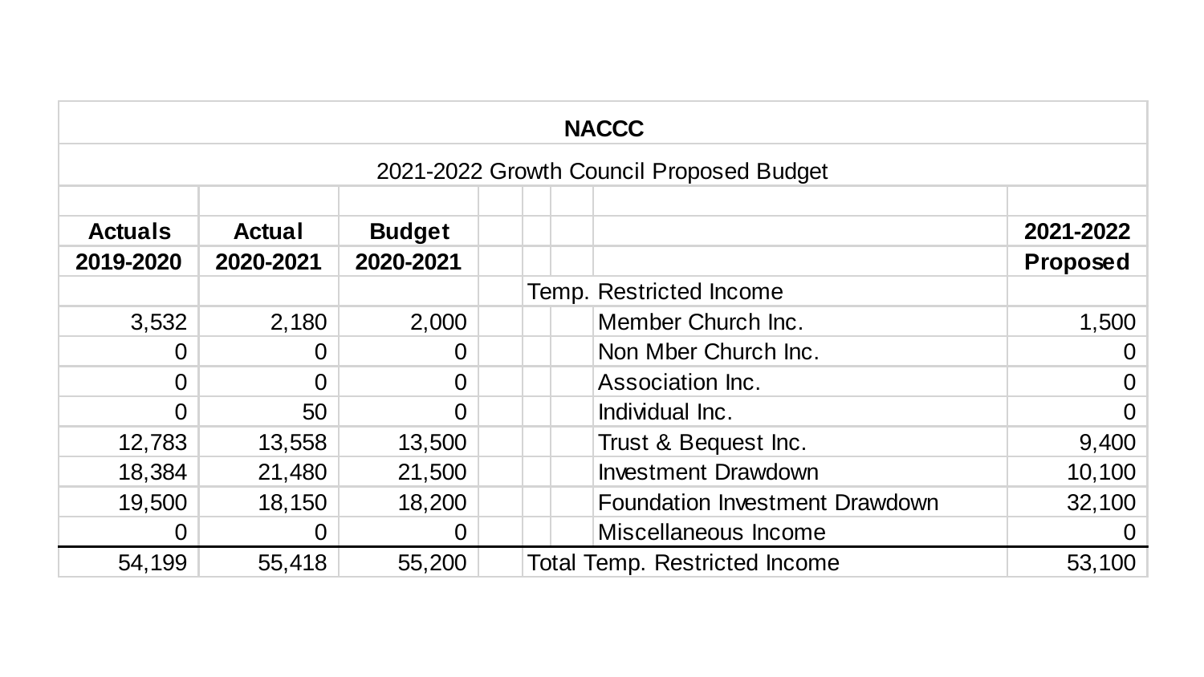# NACCC

## 2021-2022 Growth Council Proposed Budget

| Actuals 2019-2020 | Actual 2020-2021 | Budget 2020-2021 | | 2021-2022 Proposed |
|---|---|---|---|---|
| | | | Temp. Restricted Income | |
| 3,532 | 2,180 | 2,000 | Member Church Inc. | 1,500 |
| 0 | 0 | 0 | Non Mber Church Inc. | 0 |
| 0 | 0 | 0 | Association Inc. | 0 |
| 0 | 50 | 0 | Individual Inc. | 0 |
| 12,783 | 13,558 | 13,500 | Trust & Bequest Inc. | 9,400 |
| 18,384 | 21,480 | 21,500 | Investment Drawdown | 10,100 |
| 19,500 | 18,150 | 18,200 | Foundation Investment Drawdown | 32,100 |
| 0 | 0 | 0 | Miscellaneous Income | 0 |
| 54,199 | 55,418 | 55,200 | Total Temp. Restricted Income | 53,100 |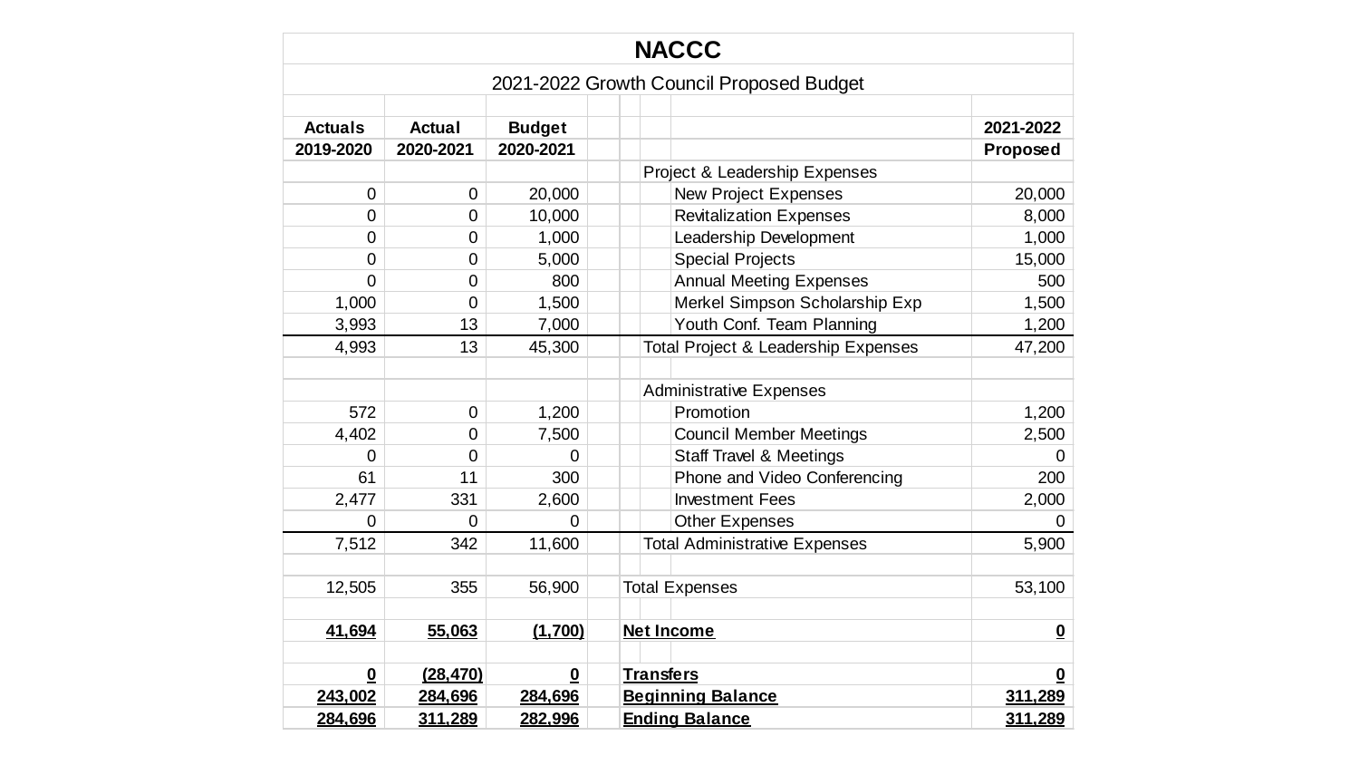# NACCC

## 2021-2022 Growth Council Proposed Budget

| Actuals 2019-2020 | Actual 2020-2021 | Budget 2020-2021 | | 2021-2022 Proposed |
|---|---|---|---|---|
| | | | Project & Leadership Expenses | |
| 0 | 0 | 20,000 | New Project Expenses | 20,000 |
| 0 | 0 | 10,000 | Revitalization Expenses | 8,000 |
| 0 | 0 | 1,000 | Leadership Development | 1,000 |
| 0 | 0 | 5,000 | Special Projects | 15,000 |
| 0 | 0 | 800 | Annual Meeting Expenses | 500 |
| 1,000 | 0 | 1,500 | Merkel Simpson Scholarship Exp | 1,500 |
| 3,993 | 13 | 7,000 | Youth Conf. Team Planning | 1,200 |
| 4,993 | 13 | 45,300 | Total Project & Leadership Expenses | 47,200 |
| | | | | |
| | | | Administrative Expenses | |
| 572 | 0 | 1,200 | Promotion | 1,200 |
| 4,402 | 0 | 7,500 | Council Member Meetings | 2,500 |
| 0 | 0 | 0 | Staff Travel & Meetings | 0 |
| 61 | 11 | 300 | Phone and Video Conferencing | 200 |
| 2,477 | 331 | 2,600 | Investment Fees | 2,000 |
| 0 | 0 | 0 | Other Expenses | 0 |
| 7,512 | 342 | 11,600 | Total Administrative Expenses | 5,900 |
| | | | | |
| 12,505 | 355 | 56,900 | Total Expenses | 53,100 |
| | | | | |
| **41,694** | **55,063** | **(1,700)** | **Net Income** | **0** |
| | | | | |
| **0** | **(28,470)** | **0** | **Transfers** | **0** |
| **243,002** | **284,696** | **284,696** | **Beginning Balance** | **311,289** |
| **284,696** | **311,289** | **282,996** | **Ending Balance** | **311,289** |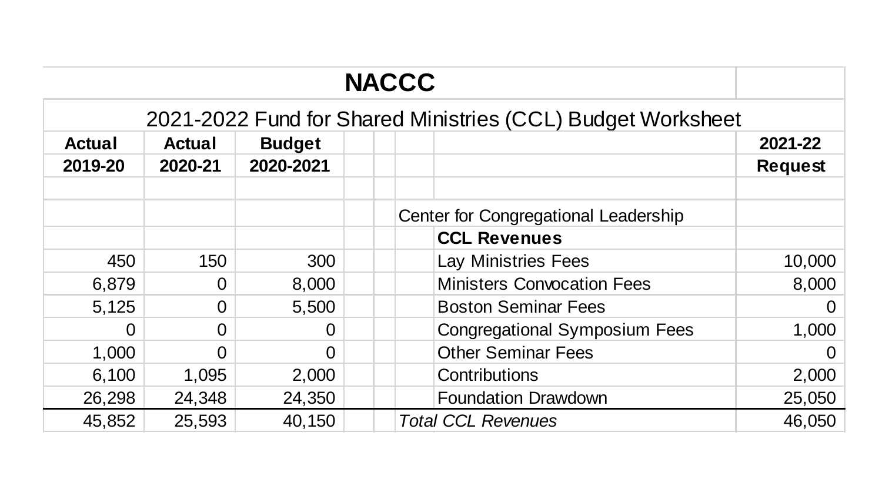# NACCC

## 2021-2022 Fund for Shared Ministries (CCL) Budget Worksheet

| Actual 2019-20 | Actual 2020-21 | Budget 2020-2021 | | 2021-22 Request |
|---|---|---|---|---|
| | | | Center for Congregational Leadership | |
| | | | **CCL Revenues** | |
| 450 | 150 | 300 | Lay Ministries Fees | 10,000 |
| 6,879 | 0 | 8,000 | Ministers Convocation Fees | 8,000 |
| 5,125 | 0 | 5,500 | Boston Seminar Fees | 0 |
| 0 | 0 | 0 | Congregational Symposium Fees | 1,000 |
| 1,000 | 0 | 0 | Other Seminar Fees | 0 |
| 6,100 | 1,095 | 2,000 | Contributions | 2,000 |
| 26,298 | 24,348 | 24,350 | Foundation Drawdown | 25,050 |
| 45,852 | 25,593 | 40,150 | *Total CCL Revenues* | 46,050 |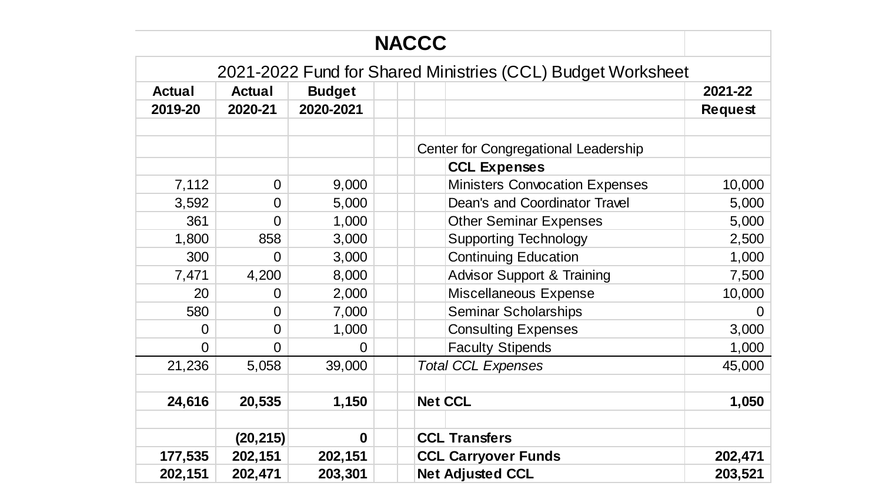# NACCC

## 2021-2022 Fund for Shared Ministries (CCL) Budget Worksheet

| Actual 2019-20 | Actual 2020-21 | Budget 2020-2021 | | 2021-22 Request |
|---|---|---|---|---|
| | | | Center for Congregational Leadership | |
| | | | **CCL Expenses** | |
| 7,112 | 0 | 9,000 | Ministers Convocation Expenses | 10,000 |
| 3,592 | 0 | 5,000 | Dean's and Coordinator Travel | 5,000 |
| 361 | 0 | 1,000 | Other Seminar Expenses | 5,000 |
| 1,800 | 858 | 3,000 | Supporting Technology | 2,500 |
| 300 | 0 | 3,000 | Continuing Education | 1,000 |
| 7,471 | 4,200 | 8,000 | Advisor Support & Training | 7,500 |
| 20 | 0 | 2,000 | Miscellaneous Expense | 10,000 |
| 580 | 0 | 7,000 | Seminar Scholarships | 0 |
| 0 | 0 | 1,000 | Consulting Expenses | 3,000 |
| 0 | 0 | 0 | Faculty Stipends | 1,000 |
| 21,236 | 5,058 | 39,000 | *Total CCL Expenses* | 45,000 |
| | | | | |
| **24,616** | **20,535** | **1,150** | **Net CCL** | **1,050** |
| | | | | |
| | **(20,215)** | **0** | **CCL Transfers** | |
| **177,535** | **202,151** | **202,151** | **CCL Carryover Funds** | **202,471** |
| **202,151** | **202,471** | **203,301** | **Net Adjusted CCL** | **203,521** |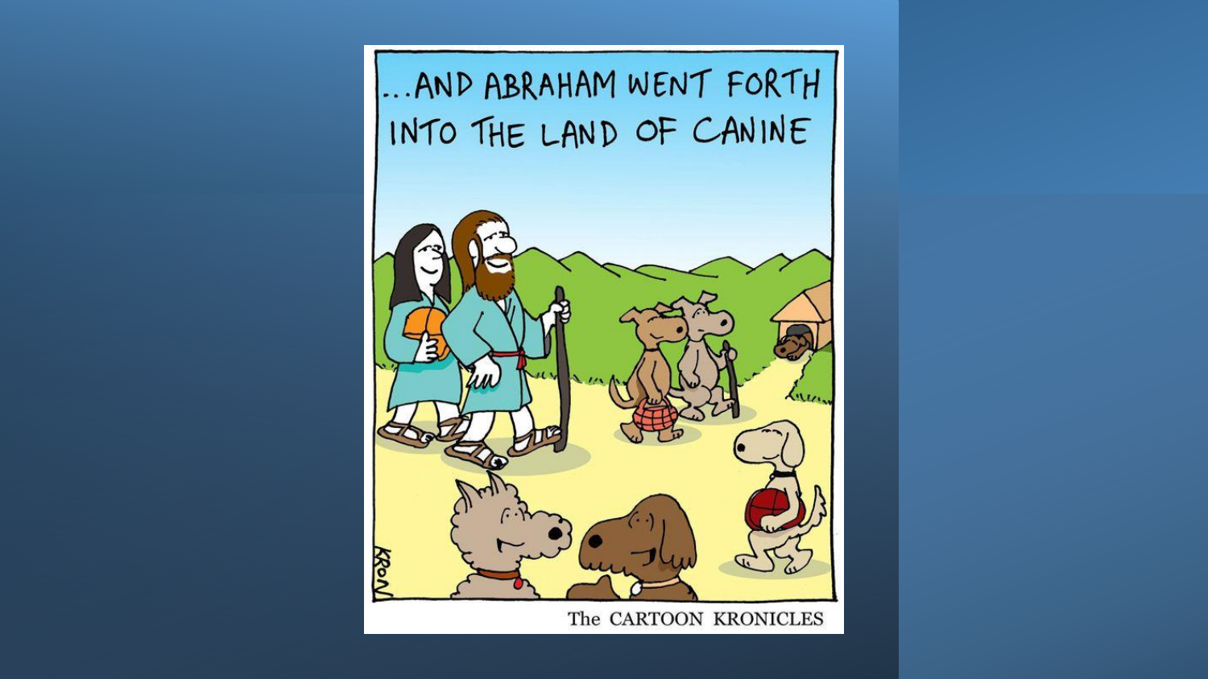...AND ABRAHAM WENT FORTH INTO THE LAND OF CANINE

KRON

The CARTOON KRONICLES